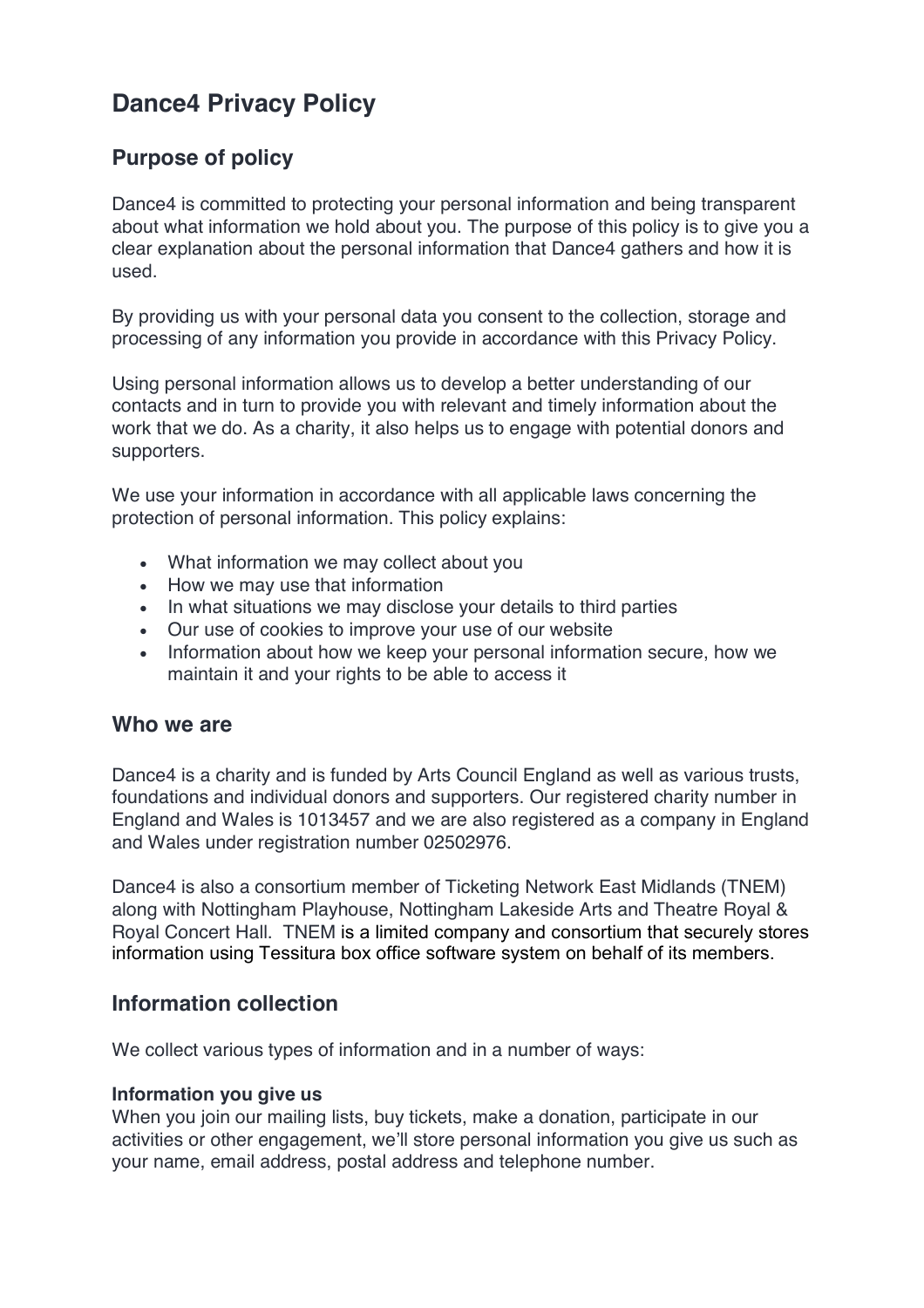# Dance4 Privacy Policy

## Purpose of policy

Dance4 is committed to protecting your personal information and being transparent about what information we hold about you. The purpose of this policy is to give you a clear explanation about the personal information that Dance4 gathers and how it is used.

By providing us with your personal data you consent to the collection, storage and processing of any information you provide in accordance with this Privacy Policy.

Using personal information allows us to develop a better understanding of our contacts and in turn to provide you with relevant and timely information about the work that we do. As a charity, it also helps us to engage with potential donors and supporters.

We use your information in accordance with all applicable laws concerning the protection of personal information. This policy explains:

- What information we may collect about you
- How we may use that information
- In what situations we may disclose your details to third parties
- Our use of cookies to improve your use of our website
- Information about how we keep your personal information secure, how we maintain it and your rights to be able to access it

## Who we are

Dance4 is a charity and is funded by Arts Council England as well as various trusts, foundations and individual donors and supporters. Our registered charity number in England and Wales is 1013457 and we are also registered as a company in England and Wales under registration number 02502976.

Dance4 is also a consortium member of Ticketing Network East Midlands (TNEM) along with Nottingham Playhouse, Nottingham Lakeside Arts and Theatre Royal & Royal Concert Hall. TNEM is a limited company and consortium that securely stores information using Tessitura box office software system on behalf of its members.

## Information collection

We collect various types of information and in a number of ways:

**Information you give us**
When you join our mailing lists, buy tickets, make a donation, participate in our activities or other engagement, we'll store personal information you give us such as your name, email address, postal address and telephone number.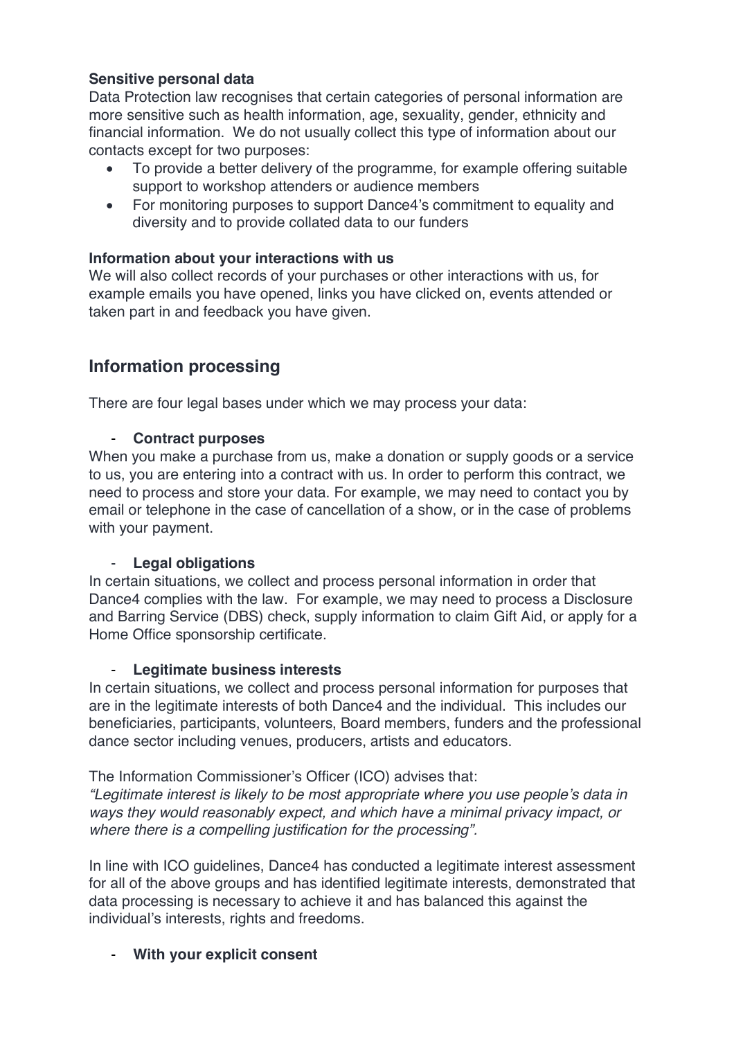**Sensitive personal data**
Data Protection law recognises that certain categories of personal information are more sensitive such as health information, age, sexuality, gender, ethnicity and financial information. We do not usually collect this type of information about our contacts except for two purposes:

- To provide a better delivery of the programme, for example offering suitable support to workshop attenders or audience members
- For monitoring purposes to support Dance4's commitment to equality and diversity and to provide collated data to our funders

**Information about your interactions with us**
We will also collect records of your purchases or other interactions with us, for example emails you have opened, links you have clicked on, events attended or taken part in and feedback you have given.

## Information processing

There are four legal bases under which we may process your data:

- **Contract purposes**

When you make a purchase from us, make a donation or supply goods or a service to us, you are entering into a contract with us. In order to perform this contract, we need to process and store your data. For example, we may need to contact you by email or telephone in the case of cancellation of a show, or in the case of problems with your payment.

- **Legal obligations**

In certain situations, we collect and process personal information in order that Dance4 complies with the law. For example, we may need to process a Disclosure and Barring Service (DBS) check, supply information to claim Gift Aid, or apply for a Home Office sponsorship certificate.

- **Legitimate business interests**

In certain situations, we collect and process personal information for purposes that are in the legitimate interests of both Dance4 and the individual. This includes our beneficiaries, participants, volunteers, Board members, funders and the professional dance sector including venues, producers, artists and educators.

The Information Commissioner's Officer (ICO) advises that:
*"Legitimate interest is likely to be most appropriate where you use people's data in ways they would reasonably expect, and which have a minimal privacy impact, or where there is a compelling justification for the processing".*

In line with ICO guidelines, Dance4 has conducted a legitimate interest assessment for all of the above groups and has identified legitimate interests, demonstrated that data processing is necessary to achieve it and has balanced this against the individual's interests, rights and freedoms.

- **With your explicit consent**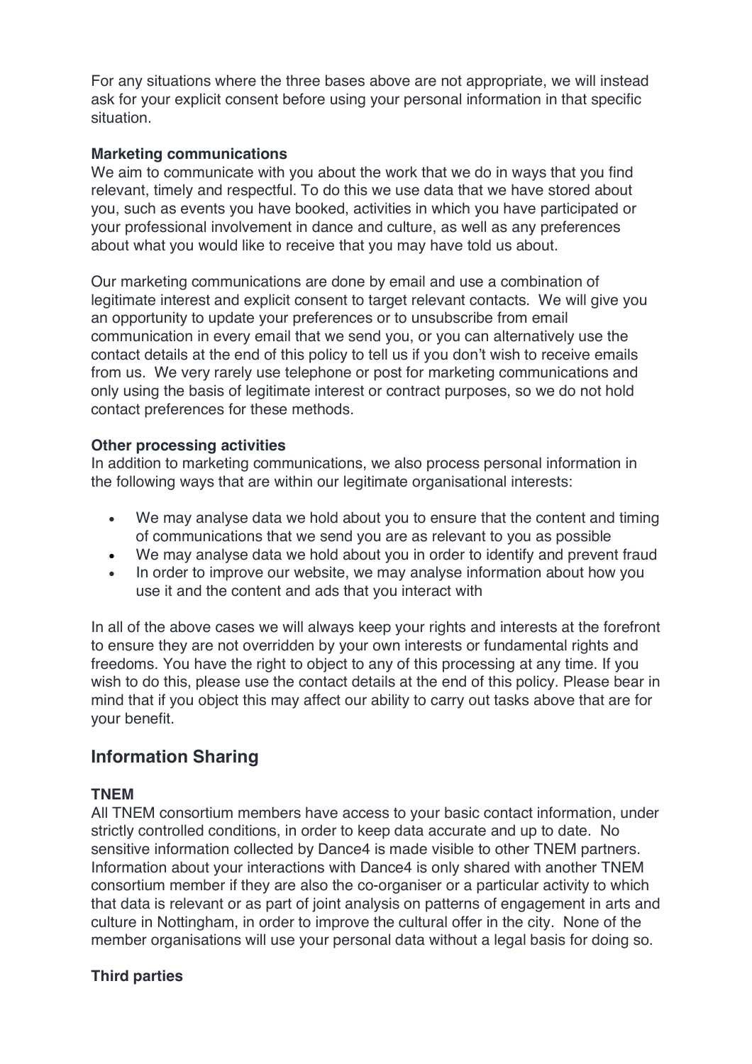For any situations where the three bases above are not appropriate, we will instead ask for your explicit consent before using your personal information in that specific situation.

**Marketing communications**
We aim to communicate with you about the work that we do in ways that you find relevant, timely and respectful. To do this we use data that we have stored about you, such as events you have booked, activities in which you have participated or your professional involvement in dance and culture, as well as any preferences about what you would like to receive that you may have told us about.

Our marketing communications are done by email and use a combination of legitimate interest and explicit consent to target relevant contacts. We will give you an opportunity to update your preferences or to unsubscribe from email communication in every email that we send you, or you can alternatively use the contact details at the end of this policy to tell us if you don't wish to receive emails from us. We very rarely use telephone or post for marketing communications and only using the basis of legitimate interest or contract purposes, so we do not hold contact preferences for these methods.

**Other processing activities**
In addition to marketing communications, we also process personal information in the following ways that are within our legitimate organisational interests:

- We may analyse data we hold about you to ensure that the content and timing of communications that we send you are as relevant to you as possible
- We may analyse data we hold about you in order to identify and prevent fraud
- In order to improve our website, we may analyse information about how you use it and the content and ads that you interact with

In all of the above cases we will always keep your rights and interests at the forefront to ensure they are not overridden by your own interests or fundamental rights and freedoms. You have the right to object to any of this processing at any time. If you wish to do this, please use the contact details at the end of this policy. Please bear in mind that if you object this may affect our ability to carry out tasks above that are for your benefit.

## Information Sharing

**TNEM**
All TNEM consortium members have access to your basic contact information, under strictly controlled conditions, in order to keep data accurate and up to date. No sensitive information collected by Dance4 is made visible to other TNEM partners. Information about your interactions with Dance4 is only shared with another TNEM consortium member if they are also the co-organiser or a particular activity to which that data is relevant or as part of joint analysis on patterns of engagement in arts and culture in Nottingham, in order to improve the cultural offer in the city. None of the member organisations will use your personal data without a legal basis for doing so.

**Third parties**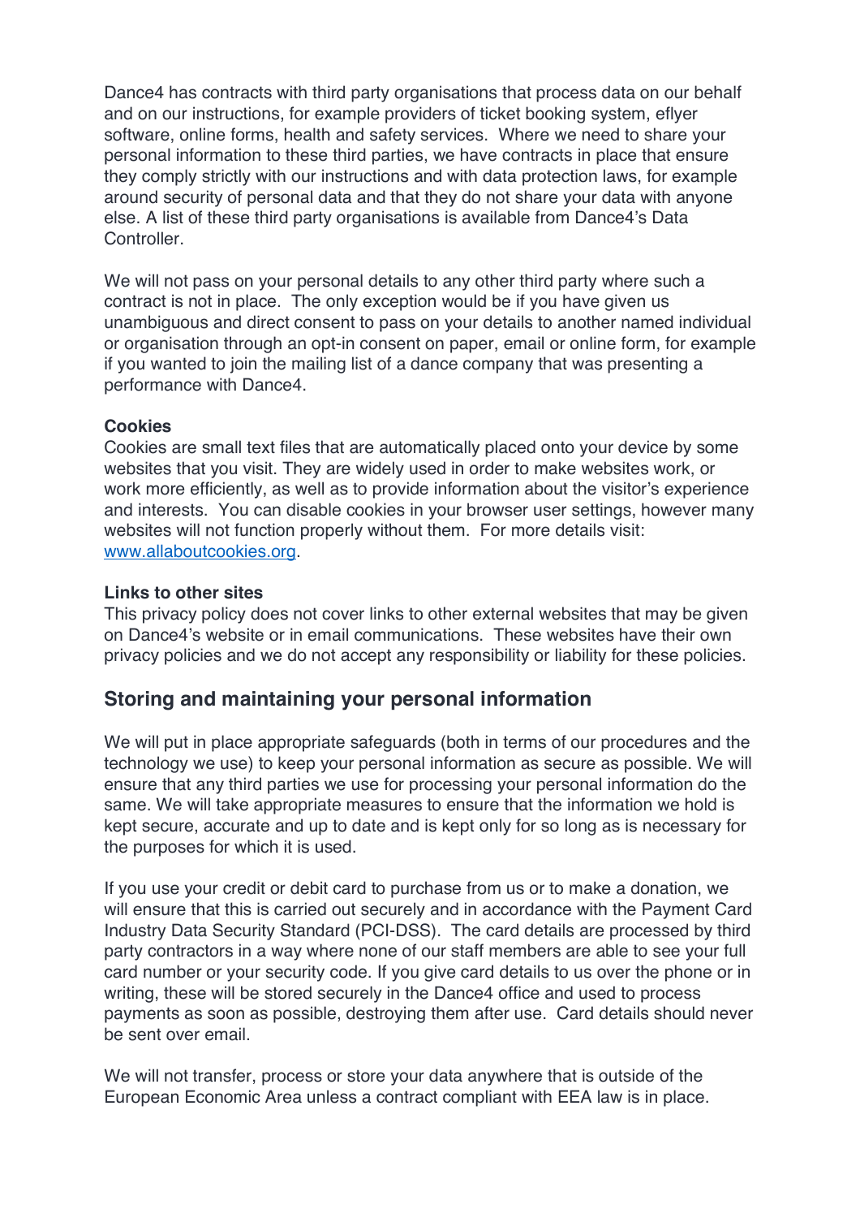Dance4 has contracts with third party organisations that process data on our behalf and on our instructions, for example providers of ticket booking system, eflyer software, online forms, health and safety services. Where we need to share your personal information to these third parties, we have contracts in place that ensure they comply strictly with our instructions and with data protection laws, for example around security of personal data and that they do not share your data with anyone else. A list of these third party organisations is available from Dance4's Data Controller.

We will not pass on your personal details to any other third party where such a contract is not in place. The only exception would be if you have given us unambiguous and direct consent to pass on your details to another named individual or organisation through an opt-in consent on paper, email or online form, for example if you wanted to join the mailing list of a dance company that was presenting a performance with Dance4.

**Cookies**
Cookies are small text files that are automatically placed onto your device by some websites that you visit. They are widely used in order to make websites work, or work more efficiently, as well as to provide information about the visitor's experience and interests. You can disable cookies in your browser user settings, however many websites will not function properly without them. For more details visit: [www.allaboutcookies.org](http://www.allaboutcookies.org).

**Links to other sites**
This privacy policy does not cover links to other external websites that may be given on Dance4's website or in email communications. These websites have their own privacy policies and we do not accept any responsibility or liability for these policies.

## Storing and maintaining your personal information

We will put in place appropriate safeguards (both in terms of our procedures and the technology we use) to keep your personal information as secure as possible. We will ensure that any third parties we use for processing your personal information do the same. We will take appropriate measures to ensure that the information we hold is kept secure, accurate and up to date and is kept only for so long as is necessary for the purposes for which it is used.

If you use your credit or debit card to purchase from us or to make a donation, we will ensure that this is carried out securely and in accordance with the Payment Card Industry Data Security Standard (PCI-DSS). The card details are processed by third party contractors in a way where none of our staff members are able to see your full card number or your security code. If you give card details to us over the phone or in writing, these will be stored securely in the Dance4 office and used to process payments as soon as possible, destroying them after use. Card details should never be sent over email.

We will not transfer, process or store your data anywhere that is outside of the European Economic Area unless a contract compliant with EEA law is in place.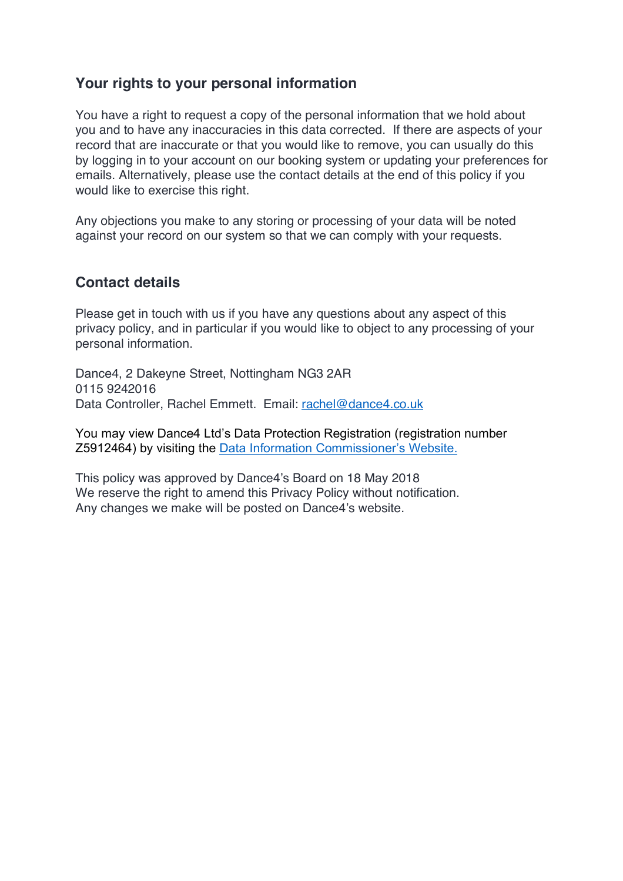## Your rights to your personal information

You have a right to request a copy of the personal information that we hold about you and to have any inaccuracies in this data corrected. If there are aspects of your record that are inaccurate or that you would like to remove, you can usually do this by logging in to your account on our booking system or updating your preferences for emails. Alternatively, please use the contact details at the end of this policy if you would like to exercise this right.

Any objections you make to any storing or processing of your data will be noted against your record on our system so that we can comply with your requests.

## Contact details

Please get in touch with us if you have any questions about any aspect of this privacy policy, and in particular if you would like to object to any processing of your personal information.

Dance4, 2 Dakeyne Street, Nottingham NG3 2AR
0115 9242016
Data Controller, Rachel Emmett. Email: rachel@dance4.co.uk

You may view Dance4 Ltd's Data Protection Registration (registration number Z5912464) by visiting the Data Information Commissioner's Website.

This policy was approved by Dance4's Board on 18 May 2018
We reserve the right to amend this Privacy Policy without notification.
Any changes we make will be posted on Dance4's website.